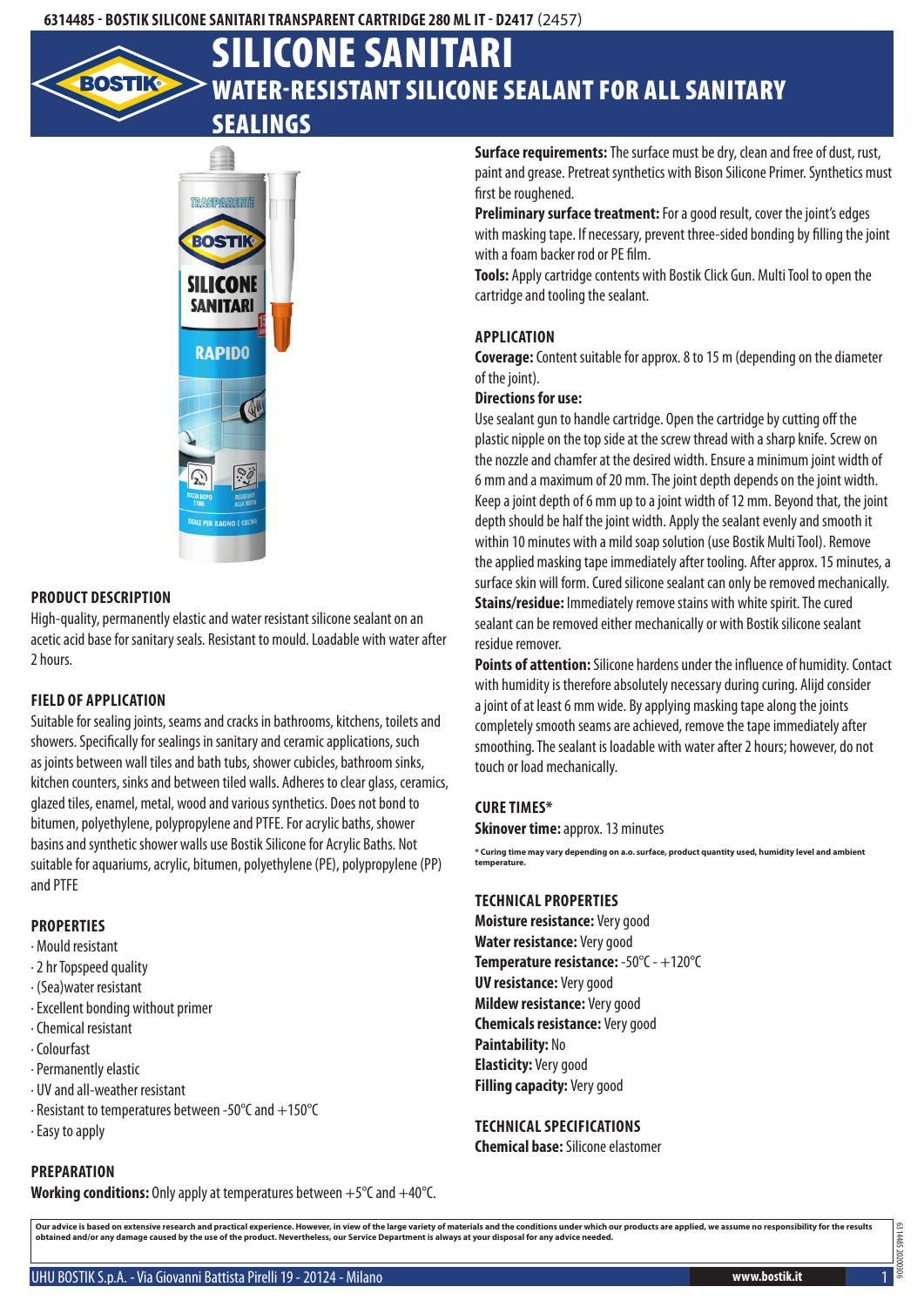6314485 - BOSTIK SILICONE SANITARI TRANSPARENT CARTRIDGE 280 ML IT - D2417 (2457)

# SILICONE SANITARI

## WATER-RESISTANT SILICONE SEALANT FOR ALL SANITARY SEALINGS

### PRODUCT DESCRIPTION

High-quality, permanently elastic and water resistant silicone sealant on an acetic acid base for sanitary seals. Resistant to mould. Loadable with water after 2 hours.

### FIELD OF APPLICATION

Suitable for sealing joints, seams and cracks in bathrooms, kitchens, toilets and showers. Specifically for sealings in sanitary and ceramic applications, such as joints between wall tiles and bath tubs, shower cubicles, bathroom sinks, kitchen counters, sinks and between tiled walls. Adheres to clear glass, ceramics, glazed tiles, enamel, metal, wood and various synthetics. Does not bond to bitumen, polyethylene, polypropylene and PTFE. For acrylic baths, shower basins and synthetic shower walls use Bostik Silicone for Acrylic Baths. Not suitable for aquariums, acrylic, bitumen, polyethylene (PE), polypropylene (PP) and PTFE

### PROPERTIES

- Mould resistant
- 2 hr Topspeed quality
- (Sea)water resistant
- Excellent bonding without primer
- Chemical resistant
- Colourfast
- Permanently elastic
- UV and all-weather resistant
- Resistant to temperatures between -50°C and +150°C
- Easy to apply

### PREPARATION

**Working conditions:** Only apply at temperatures between +5°C and +40°C.

**Surface requirements:** The surface must be dry, clean and free of dust, rust, paint and grease. Pretreat synthetics with Bison Silicone Primer. Synthetics must first be roughened.

**Preliminary surface treatment:** For a good result, cover the joint's edges with masking tape. If necessary, prevent three-sided bonding by filling the joint with a foam backer rod or PE film.

**Tools:** Apply cartridge contents with Bostik Click Gun. Multi Tool to open the cartridge and tooling the sealant.

### APPLICATION

**Coverage:** Content suitable for approx. 8 to 15 m (depending on the diameter of the joint).

**Directions for use:**

Use sealant gun to handle cartridge. Open the cartridge by cutting off the plastic nipple on the top side at the screw thread with a sharp knife. Screw on the nozzle and chamfer at the desired width. Ensure a minimum joint width of 6 mm and a maximum of 20 mm. The joint depth depends on the joint width. Keep a joint depth of 6 mm up to a joint width of 12 mm. Beyond that, the joint depth should be half the joint width. Apply the sealant evenly and smooth it within 10 minutes with a mild soap solution (use Bostik Multi Tool). Remove the applied masking tape immediately after tooling. After approx. 15 minutes, a surface skin will form. Cured silicone sealant can only be removed mechanically.

**Stains/residue:** Immediately remove stains with white spirit. The cured sealant can be removed either mechanically or with Bostik silicone sealant residue remover.

**Points of attention:** Silicone hardens under the influence of humidity. Contact with humidity is therefore absolutely necessary during curing. Alijd consider a joint of at least 6 mm wide. By applying masking tape along the joints completely smooth seams are achieved, remove the tape immediately after smoothing. The sealant is loadable with water after 2 hours; however, do not touch or load mechanically.

### CURE TIMES*

**Skinover time:** approx. 13 minutes

* Curing time may vary depending on a.o. surface, product quantity used, humidity level and ambient temperature.

### TECHNICAL PROPERTIES

**Moisture resistance:** Very good
**Water resistance:** Very good
**Temperature resistance:** -50°C - +120°C
**UV resistance:** Very good
**Mildew resistance:** Very good
**Chemicals resistance:** Very good
**Paintability:** No
**Elasticity:** Very good
**Filling capacity:** Very good

### TECHNICAL SPECIFICATIONS

**Chemical base:** Silicone elastomer

Our advice is based on extensive research and practical experience. However, in view of the large variety of materials and the conditions under which our products are applied, we assume no responsibility for the results obtained and/or any damage caused by the use of the product. Nevertheless, our Service Department is always at your disposal for any advice needed.

UHU BOSTIK S.p.A. - Via Giovanni Battista Pirelli 19 - 20124 - Milano www.bostik.it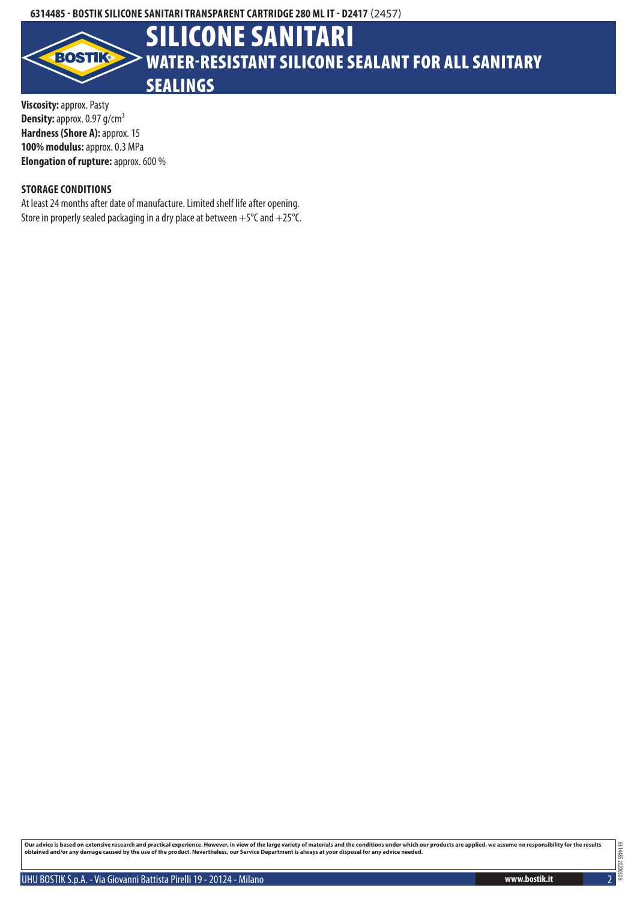**6314485 - BOSTIK SILICONE SANITARI TRANSPARENT CARTRIDGE 280 ML IT - D2417** (2457)

# SILICONE SANITARI

## WATER-RESISTANT SILICONE SEALANT FOR ALL SANITARY SEALINGS

**Viscosity:** approx. Pasty
**Density:** approx. 0.97 g/cm$^3$
**Hardness (Shore A):** approx. 15
**100% modulus:** approx. 0.3 MPa
**Elongation of rupture:** approx. 600 %

### STORAGE CONDITIONS

At least 24 months after date of manufacture. Limited shelf life after opening.
Store in properly sealed packaging in a dry place at between +5°C and +25°C.

**Our advice is based on extensive research and practical experience. However, in view of the large variety of materials and the conditions under which our products are applied, we assume no responsibility for the results obtained and/or any damage caused by the use of the product. Nevertheless, our Service Department is always at your disposal for any advice needed.**

UHU BOSTIK S.p.A. - Via Giovanni Battista Pirelli 19 - 20124 - Milano **www.bostik.it**

6314485 20200906